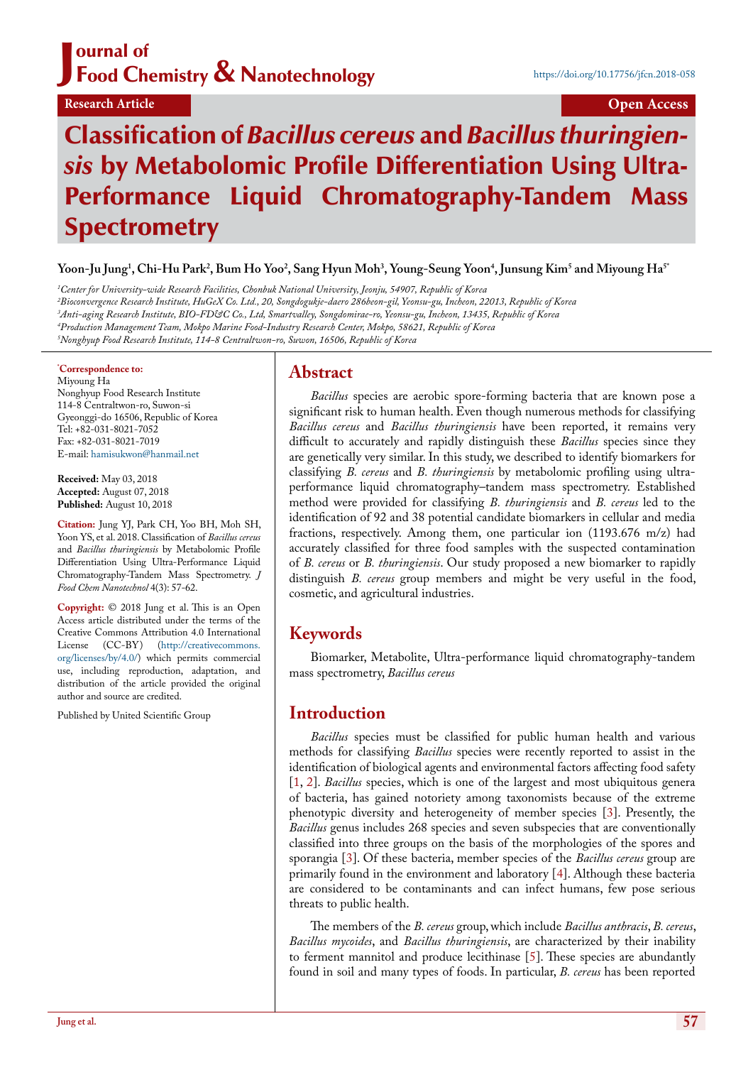Journal of Food Chemistry & Nanotechnology

https://doi.org/10.17756/jfcn.2018-058

Research Article | Open Access

# Classification of *Bacillus cereus* and *Bacillus thuringiensis* by Metabolomic Profile Differentiation Using Ultra-Performance Liquid Chromatography-Tandem Mass Spectrometry

**Yoon-Ju Jung[1], Chi-Hu Park[2], Bum Ho Yoo[2], Sang Hyun Moh[3], Young-Seung Yoon[4], Junsung Kim[5] and Miyoung Ha[5*]**

[1]*Center for University-wide Research Facilities, Chonbuk National University, Jeonju, 54907, Republic of Korea*
[2]*Bioconvergence Research Institute, HuGeX Co. Ltd., 20, Songdogukje-daero 286beon-gil, Yeonsu-gu, Incheon, 22013, Republic of Korea*
[3]*Anti-aging Research Institute, BIO-FD&C Co., Ltd, Smartvalley, Songdomirae-ro, Yeonsu-gu, Incheon, 13435, Republic of Korea*
[4]*Production Management Team, Mokpo Marine Food-Industry Research Center, Mokpo, 58621, Republic of Korea*
[5]*Nonghyup Food Research Institute, 114-8 Centraltwon-ro, Suwon, 16506, Republic of Korea*

**\*Correspondence to:**
Miyoung Ha
Nonghyup Food Research Institute
114-8 Centraltwon-ro, Suwon-si
Gyeonggi-do 16506, Republic of Korea
Tel: +82-031-8021-7052
Fax: +82-031-8021-7019
E-mail: hamisukwon@hanmail.net

**Received:** May 03, 2018
**Accepted:** August 07, 2018
**Published:** August 10, 2018

**Citation:** Jung YJ, Park CH, Yoo BH, Moh SH, Yoon YS, et al. 2018. Classification of *Bacillus cereus* and *Bacillus thuringiensis* by Metabolomic Profile Differentiation Using Ultra-Performance Liquid Chromatography-Tandem Mass Spectrometry. *J Food Chem Nanotechnol* 4(3): 57-62.

**Copyright:** © 2018 Jung et al. This is an Open Access article distributed under the terms of the Creative Commons Attribution 4.0 International License (CC-BY) (http://creativecommons.org/licenses/by/4.0/) which permits commercial use, including reproduction, adaptation, and distribution of the article provided the original author and source are credited.

Published by United Scientific Group

## Abstract

*Bacillus* species are aerobic spore-forming bacteria that are known pose a significant risk to human health. Even though numerous methods for classifying *Bacillus cereus* and *Bacillus thuringiensis* have been reported, it remains very difficult to accurately and rapidly distinguish these *Bacillus* species since they are genetically very similar. In this study, we described to identify biomarkers for classifying *B. cereus* and *B. thuringiensis* by metabolomic profiling using ultra-performance liquid chromatography–tandem mass spectrometry. Established method were provided for classifying *B. thuringiensis* and *B. cereus* led to the identification of 92 and 38 potential candidate biomarkers in cellular and media fractions, respectively. Among them, one particular ion (1193.676 m/z) had accurately classified for three food samples with the suspected contamination of *B. cereus* or *B. thuringiensis*. Our study proposed a new biomarker to rapidly distinguish *B. cereus* group members and might be very useful in the food, cosmetic, and agricultural industries.

## Keywords

Biomarker, Metabolite, Ultra-performance liquid chromatography-tandem mass spectrometry, *Bacillus cereus*

## Introduction

*Bacillus* species must be classified for public human health and various methods for classifying *Bacillus* species were recently reported to assist in the identification of biological agents and environmental factors affecting food safety [1, 2]. *Bacillus* species, which is one of the largest and most ubiquitous genera of bacteria, has gained notoriety among taxonomists because of the extreme phenotypic diversity and heterogeneity of member species [3]. Presently, the *Bacillus* genus includes 268 species and seven subspecies that are conventionally classified into three groups on the basis of the morphologies of the spores and sporangia [3]. Of these bacteria, member species of the *Bacillus cereus* group are primarily found in the environment and laboratory [4]. Although these bacteria are considered to be contaminants and can infect humans, few pose serious threats to public health.

The members of the *B. cereus* group, which include *Bacillus anthracis*, *B. cereus*, *Bacillus mycoides*, and *Bacillus thuringiensis*, are characterized by their inability to ferment mannitol and produce lecithinase [5]. These species are abundantly found in soil and many types of foods. In particular, *B. cereus* has been reported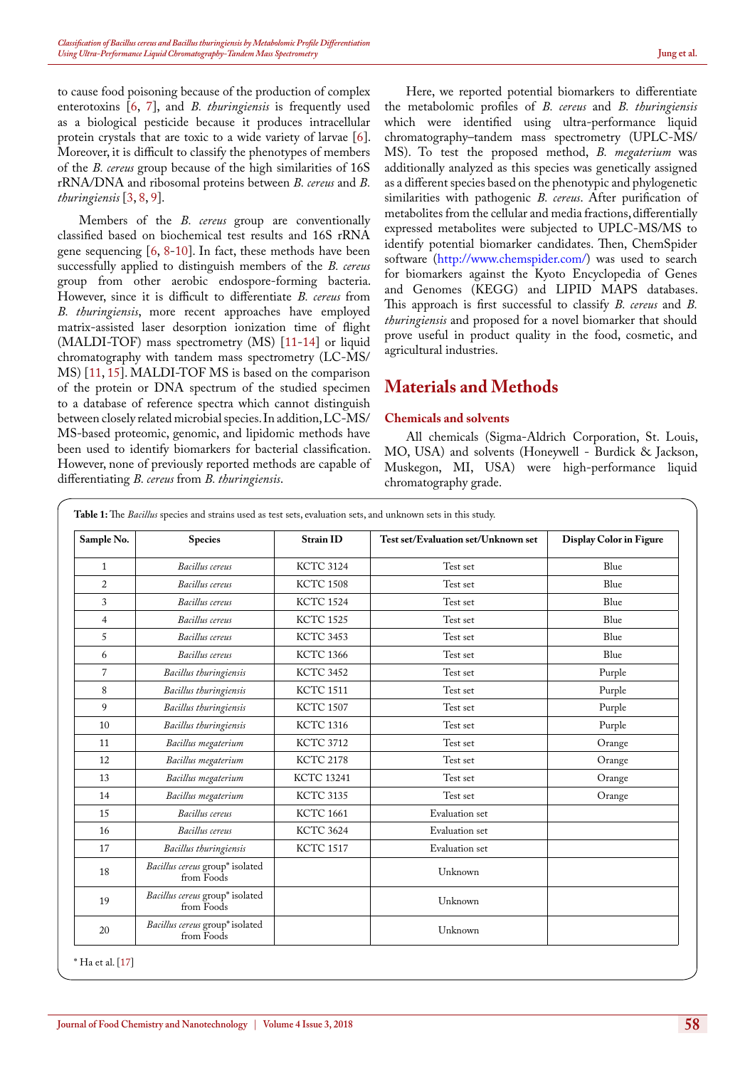to cause food poisoning because of the production of complex enterotoxins [6, 7], and *B. thuringiensis* is frequently used as a biological pesticide because it produces intracellular protein crystals that are toxic to a wide variety of larvae [6]. Moreover, it is difficult to classify the phenotypes of members of the *B. cereus* group because of the high similarities of 16S rRNA/DNA and ribosomal proteins between *B. cereus* and *B. thuringiensis* [3, 8, 9].

Members of the *B. cereus* group are conventionally classified based on biochemical test results and 16S rRNA gene sequencing [6, 8-10]. In fact, these methods have been successfully applied to distinguish members of the *B. cereus* group from other aerobic endospore-forming bacteria. However, since it is difficult to differentiate *B. cereus* from *B. thuringiensis*, more recent approaches have employed matrix-assisted laser desorption ionization time of flight (MALDI-TOF) mass spectrometry (MS) [11-14] or liquid chromatography with tandem mass spectrometry (LC-MS/MS) [11, 15]. MALDI-TOF MS is based on the comparison of the protein or DNA spectrum of the studied specimen to a database of reference spectra which cannot distinguish between closely related microbial species. In addition, LC-MS/MS-based proteomic, genomic, and lipidomic methods have been used to identify biomarkers for bacterial classification. However, none of previously reported methods are capable of differentiating *B. cereus* from *B. thuringiensis*.

Here, we reported potential biomarkers to differentiate the metabolomic profiles of *B. cereus* and *B. thuringiensis* which were identified using ultra-performance liquid chromatography–tandem mass spectrometry (UPLC-MS/MS). To test the proposed method, *B. megaterium* was additionally analyzed as this species was genetically assigned as a different species based on the phenotypic and phylogenetic similarities with pathogenic *B. cereus*. After purification of metabolites from the cellular and media fractions, differentially expressed metabolites were subjected to UPLC-MS/MS to identify potential biomarker candidates. Then, ChemSpider software (http://www.chemspider.com/) was used to search for biomarkers against the Kyoto Encyclopedia of Genes and Genomes (KEGG) and LIPID MAPS databases. This approach is first successful to classify *B. cereus* and *B. thuringiensis* and proposed for a novel biomarker that should prove useful in product quality in the food, cosmetic, and agricultural industries.

## Materials and Methods

### Chemicals and solvents

All chemicals (Sigma-Aldrich Corporation, St. Louis, MO, USA) and solvents (Honeywell - Burdick & Jackson, Muskegon, MI, USA) were high-performance liquid chromatography grade.

**Table 1:** The *Bacillus* species and strains used as test sets, evaluation sets, and unknown sets in this study.

| Sample No. | Species | Strain ID | Test set/Evaluation set/Unknown set | Display Color in Figure |
|---|---|---|---|---|
| 1 | *Bacillus cereus* | KCTC 3124 | Test set | Blue |
| 2 | *Bacillus cereus* | KCTC 1508 | Test set | Blue |
| 3 | *Bacillus cereus* | KCTC 1524 | Test set | Blue |
| 4 | *Bacillus cereus* | KCTC 1525 | Test set | Blue |
| 5 | *Bacillus cereus* | KCTC 3453 | Test set | Blue |
| 6 | *Bacillus cereus* | KCTC 1366 | Test set | Blue |
| 7 | *Bacillus thuringiensis* | KCTC 3452 | Test set | Purple |
| 8 | *Bacillus thuringiensis* | KCTC 1511 | Test set | Purple |
| 9 | *Bacillus thuringiensis* | KCTC 1507 | Test set | Purple |
| 10 | *Bacillus thuringiensis* | KCTC 1316 | Test set | Purple |
| 11 | *Bacillus megaterium* | KCTC 3712 | Test set | Orange |
| 12 | *Bacillus megaterium* | KCTC 2178 | Test set | Orange |
| 13 | *Bacillus megaterium* | KCTC 13241 | Test set | Orange |
| 14 | *Bacillus megaterium* | KCTC 3135 | Test set | Orange |
| 15 | *Bacillus cereus* | KCTC 1661 | Evaluation set | |
| 16 | *Bacillus cereus* | KCTC 3624 | Evaluation set | |
| 17 | *Bacillus thuringiensis* | KCTC 1517 | Evaluation set | |
| 18 | *Bacillus cereus* group* isolated from Foods | | Unknown | |
| 19 | *Bacillus cereus* group* isolated from Foods | | Unknown | |
| 20 | *Bacillus cereus* group* isolated from Foods | | Unknown | |

* Ha et al. [17]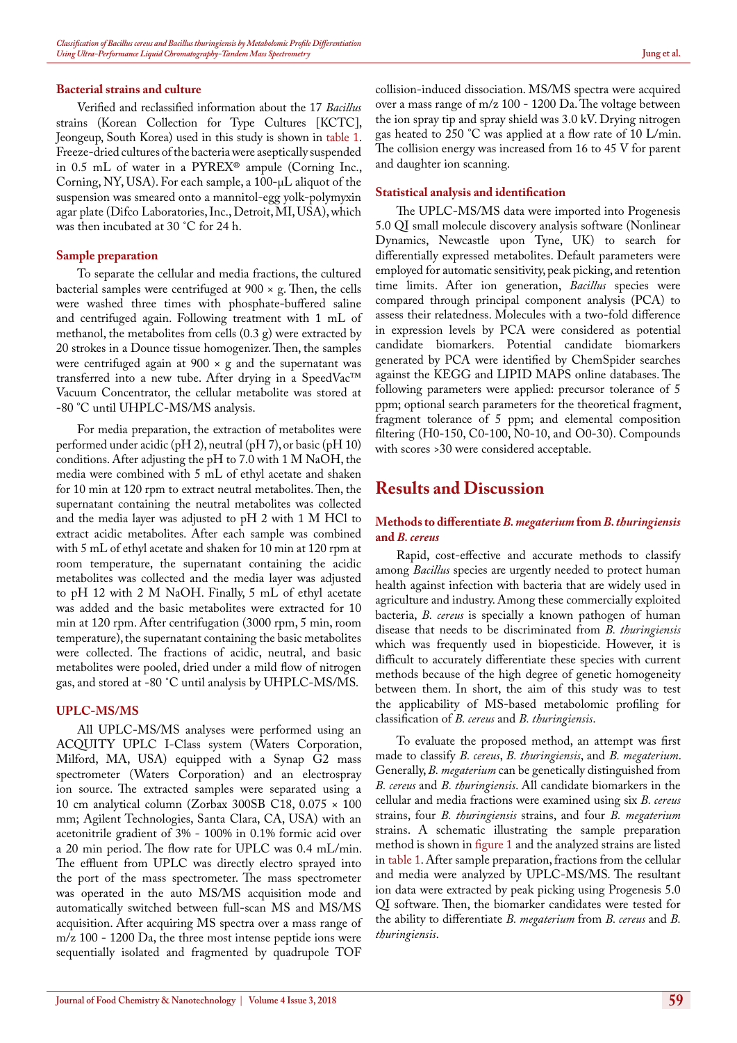### Bacterial strains and culture

Verified and reclassified information about the 17 *Bacillus* strains (Korean Collection for Type Cultures [KCTC], Jeongeup, South Korea) used in this study is shown in table 1. Freeze-dried cultures of the bacteria were aseptically suspended in 0.5 mL of water in a PYREX® ampule (Corning Inc., Corning, NY, USA). For each sample, a 100-μL aliquot of the suspension was smeared onto a mannitol-egg yolk-polymyxin agar plate (Difco Laboratories, Inc., Detroit, MI, USA), which was then incubated at 30 ˚C for 24 h.

### Sample preparation

To separate the cellular and media fractions, the cultured bacterial samples were centrifuged at 900 × g. Then, the cells were washed three times with phosphate-buffered saline and centrifuged again. Following treatment with 1 mL of methanol, the metabolites from cells (0.3 g) were extracted by 20 strokes in a Dounce tissue homogenizer. Then, the samples were centrifuged again at 900 × g and the supernatant was transferred into a new tube. After drying in a SpeedVac™ Vacuum Concentrator, the cellular metabolite was stored at -80 °C until UHPLC-MS/MS analysis.

For media preparation, the extraction of metabolites were performed under acidic (pH 2), neutral (pH 7), or basic (pH 10) conditions. After adjusting the pH to 7.0 with 1 M NaOH, the media were combined with 5 mL of ethyl acetate and shaken for 10 min at 120 rpm to extract neutral metabolites. Then, the supernatant containing the neutral metabolites was collected and the media layer was adjusted to pH 2 with 1 M HCl to extract acidic metabolites. After each sample was combined with 5 mL of ethyl acetate and shaken for 10 min at 120 rpm at room temperature, the supernatant containing the acidic metabolites was collected and the media layer was adjusted to pH 12 with 2 M NaOH. Finally, 5 mL of ethyl acetate was added and the basic metabolites were extracted for 10 min at 120 rpm. After centrifugation (3000 rpm, 5 min, room temperature), the supernatant containing the basic metabolites were collected. The fractions of acidic, neutral, and basic metabolites were pooled, dried under a mild flow of nitrogen gas, and stored at -80 ˚C until analysis by UHPLC-MS/MS.

### UPLC-MS/MS

All UPLC-MS/MS analyses were performed using an ACQUITY UPLC I-Class system (Waters Corporation, Milford, MA, USA) equipped with a Synap G2 mass spectrometer (Waters Corporation) and an electrospray ion source. The extracted samples were separated using a 10 cm analytical column (Zorbax 300SB C18, 0.075 × 100 mm; Agilent Technologies, Santa Clara, CA, USA) with an acetonitrile gradient of 3% - 100% in 0.1% formic acid over a 20 min period. The flow rate for UPLC was 0.4 mL/min. The effluent from UPLC was directly electro sprayed into the port of the mass spectrometer. The mass spectrometer was operated in the auto MS/MS acquisition mode and automatically switched between full-scan MS and MS/MS acquisition. After acquiring MS spectra over a mass range of m/z 100 - 1200 Da, the three most intense peptide ions were sequentially isolated and fragmented by quadrupole TOF collision-induced dissociation. MS/MS spectra were acquired over a mass range of m/z 100 - 1200 Da. The voltage between the ion spray tip and spray shield was 3.0 kV. Drying nitrogen gas heated to 250 ˚C was applied at a flow rate of 10 L/min. The collision energy was increased from 16 to 45 V for parent and daughter ion scanning.

### Statistical analysis and identification

The UPLC-MS/MS data were imported into Progenesis 5.0 QI small molecule discovery analysis software (Nonlinear Dynamics, Newcastle upon Tyne, UK) to search for differentially expressed metabolites. Default parameters were employed for automatic sensitivity, peak picking, and retention time limits. After ion generation, *Bacillus* species were compared through principal component analysis (PCA) to assess their relatedness. Molecules with a two-fold difference in expression levels by PCA were considered as potential candidate biomarkers. Potential candidate biomarkers generated by PCA were identified by ChemSpider searches against the KEGG and LIPID MAPS online databases. The following parameters were applied: precursor tolerance of 5 ppm; optional search parameters for the theoretical fragment, fragment tolerance of 5 ppm; and elemental composition filtering (H0-150, C0-100, N0-10, and O0-30). Compounds with scores >30 were considered acceptable.

## Results and Discussion

### Methods to differentiate *B. megaterium* from *B. thuringiensis* and *B. cereus*

Rapid, cost-effective and accurate methods to classify among *Bacillus* species are urgently needed to protect human health against infection with bacteria that are widely used in agriculture and industry. Among these commercially exploited bacteria, *B. cereus* is specially a known pathogen of human disease that needs to be discriminated from *B. thuringiensis* which was frequently used in biopesticide. However, it is difficult to accurately differentiate these species with current methods because of the high degree of genetic homogeneity between them. In short, the aim of this study was to test the applicability of MS-based metabolomic profiling for classification of *B. cereus* and *B. thuringiensis*.

To evaluate the proposed method, an attempt was first made to classify *B. cereus*, *B. thuringiensis*, and *B. megaterium*. Generally, *B. megaterium* can be genetically distinguished from *B. cereus* and *B. thuringiensis*. All candidate biomarkers in the cellular and media fractions were examined using six *B. cereus* strains, four *B. thuringiensis* strains, and four *B. megaterium* strains. A schematic illustrating the sample preparation method is shown in figure 1 and the analyzed strains are listed in table 1. After sample preparation, fractions from the cellular and media were analyzed by UPLC-MS/MS. The resultant ion data were extracted by peak picking using Progenesis 5.0 QI software. Then, the biomarker candidates were tested for the ability to differentiate *B. megaterium* from *B. cereus* and *B. thuringiensis*.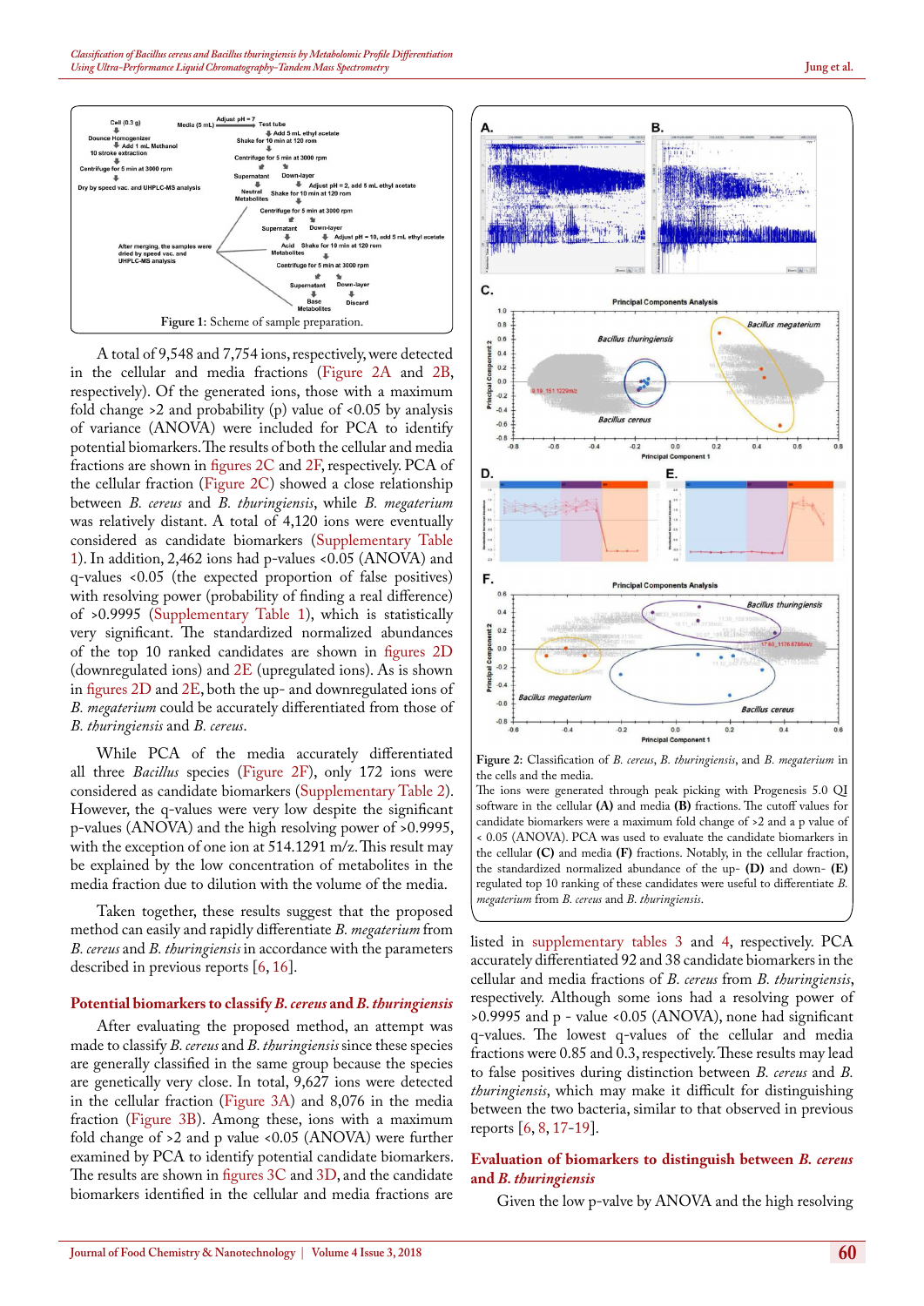Figure 1: Scheme of sample preparation.

A total of 9,548 and 7,754 ions, respectively, were detected in the cellular and media fractions (Figure 2A and 2B, respectively). Of the generated ions, those with a maximum fold change >2 and probability (p) value of <0.05 by analysis of variance (ANOVA) were included for PCA to identify potential biomarkers. The results of both the cellular and media fractions are shown in figures 2C and 2F, respectively. PCA of the cellular fraction (Figure 2C) showed a close relationship between *B. cereus* and *B. thuringiensis*, while *B. megaterium* was relatively distant. A total of 4,120 ions were eventually considered as candidate biomarkers (Supplementary Table 1). In addition, 2,462 ions had p-values <0.05 (ANOVA) and q-values <0.05 (the expected proportion of false positives) with resolving power (probability of finding a real difference) of >0.9995 (Supplementary Table 1), which is statistically very significant. The standardized normalized abundances of the top 10 ranked candidates are shown in figures 2D (downregulated ions) and 2E (upregulated ions). As is shown in figures 2D and 2E, both the up- and downregulated ions of *B. megaterium* could be accurately differentiated from those of *B. thuringiensis* and *B. cereus*.

While PCA of the media accurately differentiated all three *Bacillus* species (Figure 2F), only 172 ions were considered as candidate biomarkers (Supplementary Table 2). However, the q-values were very low despite the significant p-values (ANOVA) and the high resolving power of >0.9995, with the exception of one ion at 514.1291 m/z. This result may be explained by the low concentration of metabolites in the media fraction due to dilution with the volume of the media.

Taken together, these results suggest that the proposed method can easily and rapidly differentiate *B. megaterium* from *B. cereus* and *B. thuringiensis* in accordance with the parameters described in previous reports [6, 16].

## Potential biomarkers to classify *B. cereus* and *B. thuringiensis*

After evaluating the proposed method, an attempt was made to classify *B. cereus* and *B. thuringiensis* since these species are generally classified in the same group because the species are genetically very close. In total, 9,627 ions were detected in the cellular fraction (Figure 3A) and 8,076 in the media fraction (Figure 3B). Among these, ions with a maximum fold change of >2 and p value <0.05 (ANOVA) were further examined by PCA to identify potential candidate biomarkers. The results are shown in figures 3C and 3D, and the candidate biomarkers identified in the cellular and media fractions are listed in supplementary tables 3 and 4, respectively. PCA accurately differentiated 92 and 38 candidate biomarkers in the cellular and media fractions of *B. cereus* from *B. thuringiensis*, respectively. Although some ions had a resolving power of >0.9995 and p - value <0.05 (ANOVA), none had significant q-values. The lowest q-values of the cellular and media fractions were 0.85 and 0.3, respectively. These results may lead to false positives during distinction between *B. cereus* and *B. thuringiensis*, which may make it difficult for distinguishing between the two bacteria, similar to that observed in previous reports [6, 8, 17-19].

Figure 2: Classification of *B. cereus*, *B. thuringiensis*, and *B. megaterium* in the cells and the media.
The ions were generated through peak picking with Progenesis 5.0 QI software in the cellular **(A)** and media **(B)** fractions. The cutoff values for candidate biomarkers were a maximum fold change of >2 and a p value of < 0.05 (ANOVA). PCA was used to evaluate the candidate biomarkers in the cellular **(C)** and media **(F)** fractions. Notably, in the cellular fraction, the standardized normalized abundance of the up- **(D)** and down- **(E)** regulated top 10 ranking of these candidates were useful to differentiate *B. megaterium* from *B. cereus* and *B. thuringiensis*.

## Evaluation of biomarkers to distinguish between *B. cereus* and *B. thuringiensis*

Given the low p-valve by ANOVA and the high resolving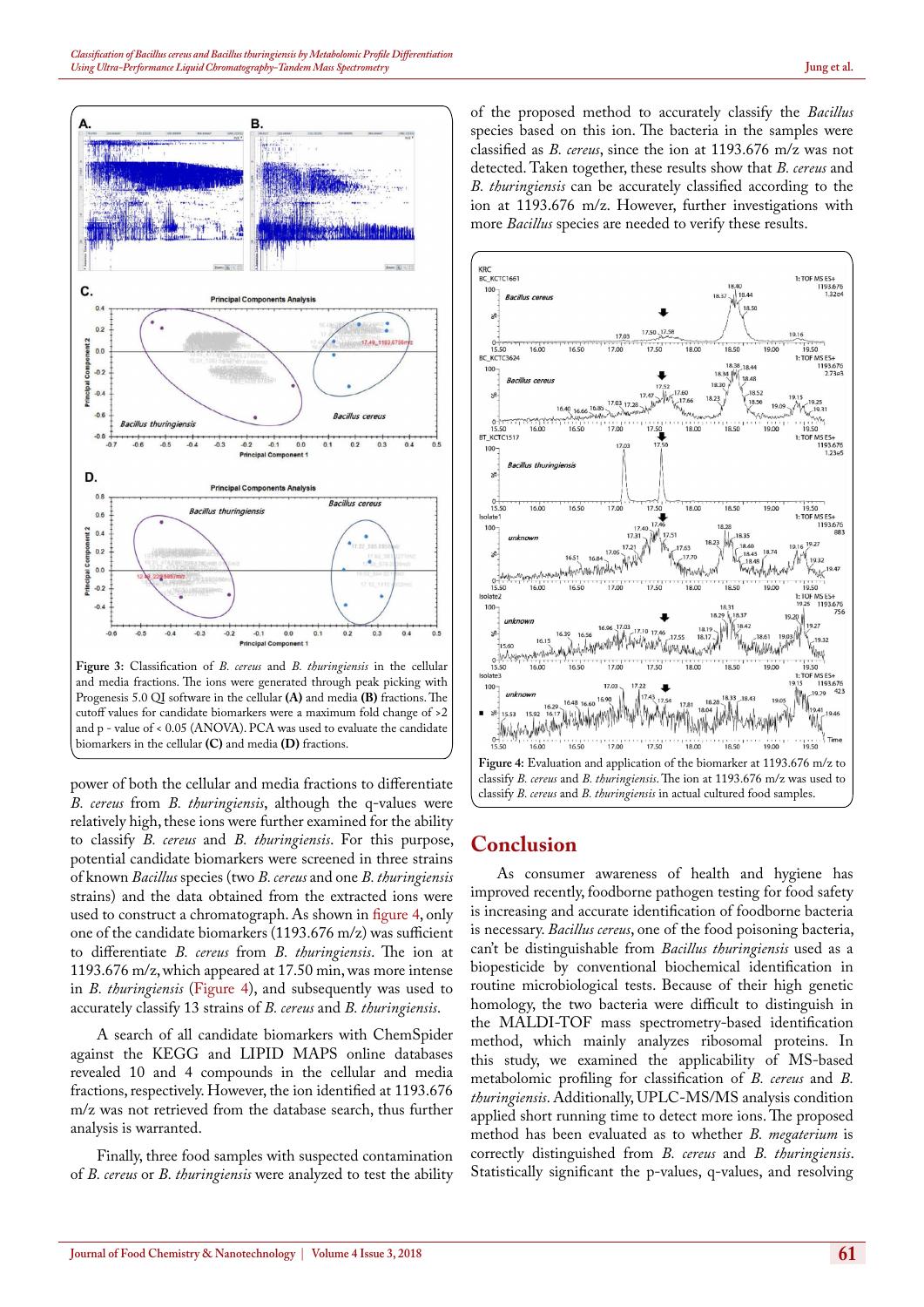Figure 3: Classification of *B. cereus* and *B. thuringiensis* in the cellular and media fractions. The ions were generated through peak picking with Progenesis 5.0 QI software in the cellular **(A)** and media **(B)** fractions. The cutoff values for candidate biomarkers were a maximum fold change of >2 and p - value of < 0.05 (ANOVA). PCA was used to evaluate the candidate biomarkers in the cellular **(C)** and media **(D)** fractions.

power of both the cellular and media fractions to differentiate *B. cereus* from *B. thuringiensis*, although the q-values were relatively high, these ions were further examined for the ability to classify *B. cereus* and *B. thuringiensis*. For this purpose, potential candidate biomarkers were screened in three strains of known *Bacillus* species (two *B. cereus* and one *B. thuringiensis* strains) and the data obtained from the extracted ions were used to construct a chromatograph. As shown in figure 4, only one of the candidate biomarkers (1193.676 m/z) was sufficient to differentiate *B. cereus* from *B. thuringiensis*. The ion at 1193.676 m/z, which appeared at 17.50 min, was more intense in *B. thuringiensis* (Figure 4), and subsequently was used to accurately classify 13 strains of *B. cereus* and *B. thuringiensis*.

A search of all candidate biomarkers with ChemSpider against the KEGG and LIPID MAPS online databases revealed 10 and 4 compounds in the cellular and media fractions, respectively. However, the ion identified at 1193.676 m/z was not retrieved from the database search, thus further analysis is warranted.

Finally, three food samples with suspected contamination of *B. cereus* or *B. thuringiensis* were analyzed to test the ability of the proposed method to accurately classify the *Bacillus* species based on this ion. The bacteria in the samples were classified as *B. cereus*, since the ion at 1193.676 m/z was not detected. Taken together, these results show that *B. cereus* and *B. thuringiensis* can be accurately classified according to the ion at 1193.676 m/z. However, further investigations with more *Bacillus* species are needed to verify these results.

Figure 4: Extraction and application of the biomarker at 1193.676 m/z to classify *B. cereus* and *B. thuringiensis*. The ion at 1193.676 m/z was used to classify *B. cereus* and *B. thuringiensis* in actual cultured food samples.

## Conclusion

As consumer awareness of health and hygiene has improved recently, foodborne pathogen testing for food safety is increasing and accurate identification of foodborne bacteria is necessary. *Bacillus cereus*, one of the food poisoning bacteria, can't be distinguishable from *Bacillus thuringiensis* used as a biopesticide by conventional biochemical identification in routine microbiological tests. Because of their high genetic homology, the two bacteria were difficult to distinguish in the MALDI-TOF mass spectrometry-based identification method, which mainly analyzes ribosomal proteins. In this study, we examined the applicability of MS-based metabolomic profiling for classification of *B. cereus* and *B. thuringiensis*. Additionally, UPLC-MS/MS analysis condition applied short running time to detect more ions. The proposed method has been evaluated as to whether *B. megaterium* is correctly distinguished from *B. cereus* and *B. thuringiensis*. Statistically significant the p-values, q-values, and resolving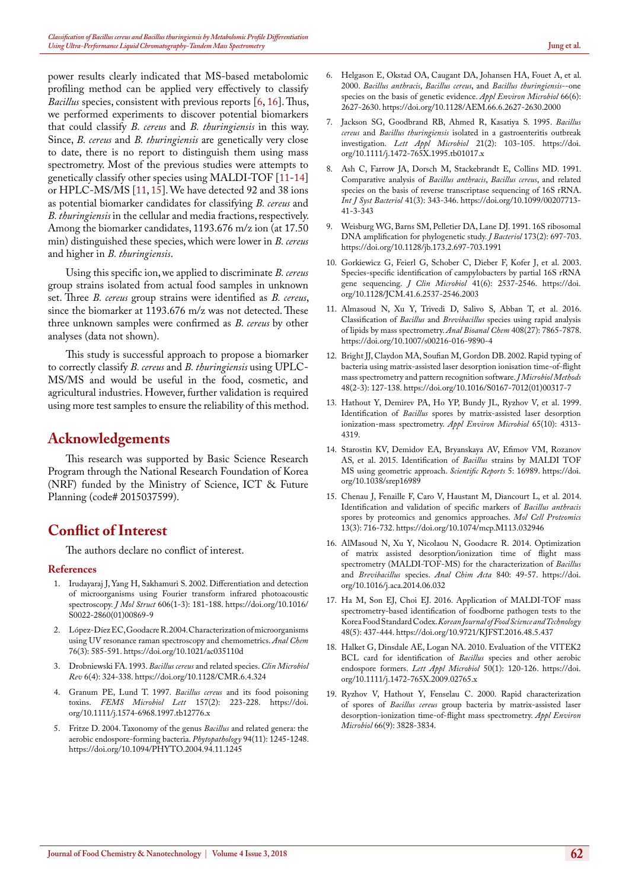power results clearly indicated that MS-based metabolomic profiling method can be applied very effectively to classify *Bacillus* species, consistent with previous reports [6, 16]. Thus, we performed experiments to discover potential biomarkers that could classify *B. cereus* and *B. thuringiensis* in this way. Since, *B. cereus* and *B. thuringiensis* are genetically very close to date, there is no report to distinguish them using mass spectrometry. Most of the previous studies were attempts to genetically classify other species using MALDI-TOF [11-14] or HPLC-MS/MS [11, 15]. We have detected 92 and 38 ions as potential biomarker candidates for classifying *B. cereus* and *B. thuringiensis* in the cellular and media fractions, respectively. Among the biomarker candidates, 1193.676 m/z ion (at 17.50 min) distinguished these species, which were lower in *B. cereus* and higher in *B. thuringiensis*.

Using this specific ion, we applied to discriminate *B. cereus* group strains isolated from actual food samples in unknown set. Three *B. cereus* group strains were identified as *B. cereus*, since the biomarker at 1193.676 m/z was not detected. These three unknown samples were confirmed as *B. cereus* by other analyses (data not shown).

This study is successful approach to propose a biomarker to correctly classify *B. cereus* and *B. thuringiensis* using UPLC-MS/MS and would be useful in the food, cosmetic, and agricultural industries. However, further validation is required using more test samples to ensure the reliability of this method.

## Acknowledgements

This research was supported by Basic Science Research Program through the National Research Foundation of Korea (NRF) funded by the Ministry of Science, ICT & Future Planning (code# 2015037599).

## Conflict of Interest

The authors declare no conflict of interest.

### References

1. Irudayaraj J, Yang H, Sakhamuri S. 2002. Differentiation and detection of microorganisms using Fourier transform infrared photoacoustic spectroscopy. *J Mol Struct* 606(1-3): 181-188. https://doi.org/10.1016/S0022-2860(01)00869-9
2. López-Díez EC, Goodacre R. 2004. Characterization of microorganisms using UV resonance raman spectroscopy and chemometrics. *Anal Chem* 76(3): 585-591. https://doi.org/10.1021/ac035110d
3. Drobniewski FA. 1993. *Bacillus cereus* and related species. *Clin Microbiol Rev* 6(4): 324-338. https://doi.org/10.1128/CMR.6.4.324
4. Granum PE, Lund T. 1997. *Bacillus cereus* and its food poisoning toxins. *FEMS Microbiol Lett* 157(2): 223-228. https://doi.org/10.1111/j.1574-6968.1997.tb12776.x
5. Fritze D. 2004. Taxonomy of the genus *Bacillus* and related genera: the aerobic endospore-forming bacteria. *Phytopathology* 94(11): 1245-1248. https://doi.org/10.1094/PHYTO.2004.94.11.1245
6. Helgason E, Okstad OA, Caugant DA, Johansen HA, Fouet A, et al. 2000. *Bacillus anthracis*, *Bacillus cereus*, and *Bacillus thuringiensis*--one species on the basis of genetic evidence. *Appl Environ Microbiol* 66(6): 2627-2630. https://doi.org/10.1128/AEM.66.6.2627-2630.2000
7. Jackson SG, Goodbrand RB, Ahmed R, Kasatiya S. 1995. *Bacillus cereus* and *Bacillus thuringiensis* isolated in a gastroenteritis outbreak investigation. *Lett Appl Microbiol* 21(2): 103-105. https://doi.org/10.1111/j.1472-765X.1995.tb01017.x
8. Ash C, Farrow JA, Dorsch M, Stackebrandt E, Collins MD. 1991. Comparative analysis of *Bacillus anthracis*, *Bacillus cereus*, and related species on the basis of reverse transcriptase sequencing of 16S rRNA. *Int J Syst Bacteriol* 41(3): 343-346. https://doi.org/10.1099/00207713-41-3-343
9. Weisburg WG, Barns SM, Pelletier DA, Lane DJ. 1991. 16S ribosomal DNA amplification for phylogenetic study. *J Bacteriol* 173(2): 697-703. https://doi.org/10.1128/jb.173.2.697-703.1991
10. Gorkiewicz G, Feierl G, Schober C, Dieber F, Kofer J, et al. 2003. Species-specific identification of campylobacters by partial 16S rRNA gene sequencing. *J Clin Microbiol* 41(6): 2537-2546. https://doi.org/10.1128/JCM.41.6.2537-2546.2003
11. Almasoud N, Xu Y, Trivedi D, Salivo S, Abban T, et al. 2016. Classification of *Bacillus* and *Brevibacillus* species using rapid analysis of lipids by mass spectrometry. *Anal Bioanal Chem* 408(27): 7865-7878. https://doi.org/10.1007/s00216-016-9890-4
12. Bright JJ, Claydon MA, Soufian M, Gordon DB. 2002. Rapid typing of bacteria using matrix-assisted laser desorption ionisation time-of-flight mass spectrometry and pattern recognition software. *J Microbiol Methods* 48(2-3): 127-138. https://doi.org/10.1016/S0167-7012(01)00317-7
13. Hathout Y, Demirev PA, Ho YP, Bundy JL, Ryzhov V, et al. 1999. Identification of *Bacillus* spores by matrix-assisted laser desorption ionization-mass spectrometry. *Appl Environ Microbiol* 65(10): 4313-4319.
14. Starostin KV, Demidov EA, Bryanskaya AV, Efimov VM, Rozanov AS, et al. 2015. Identification of *Bacillus* strains by MALDI TOF MS using geometric approach. *Scientific Reports* 5: 16989. https://doi.org/10.1038/srep16989
15. Chenau J, Fenaille F, Caro V, Haustant M, Diancourt L, et al. 2014. Identification and validation of specific markers of *Bacillus anthracis* spores by proteomics and genomics approaches. *Mol Cell Proteomics* 13(3): 716-732. https://doi.org/10.1074/mcp.M113.032946
16. AlMasoud N, Xu Y, Nicolaou N, Goodacre R. 2014. Optimization of matrix assisted desorption/ionization time of flight mass spectrometry (MALDI-TOF-MS) for the characterization of *Bacillus* and *Brevibacillus* species. *Anal Chim Acta* 840: 49-57. https://doi.org/10.1016/j.aca.2014.06.032
17. Ha M, Son EJ, Choi EJ. 2016. Application of MALDI-TOF mass spectrometry-based identification of foodborne pathogen tests to the Korea Food Standard Codex. *Korean Journal of Food Science and Technology* 48(5): 437-444. https://doi.org/10.9721/KJFST.2016.48.5.437
18. Halket G, Dinsdale AE, Logan NA. 2010. Evaluation of the VITEK2 BCL card for identification of *Bacillus* species and other aerobic endospore formers. *Lett Appl Microbiol* 50(1): 120-126. https://doi.org/10.1111/j.1472-765X.2009.02765.x
19. Ryzhov V, Hathout Y, Fenselau C. 2000. Rapid characterization of spores of *Bacillus cereus* group bacteria by matrix-assisted laser desorption-ionization time-of-flight mass spectrometry. *Appl Environ Microbiol* 66(9): 3828-3834.